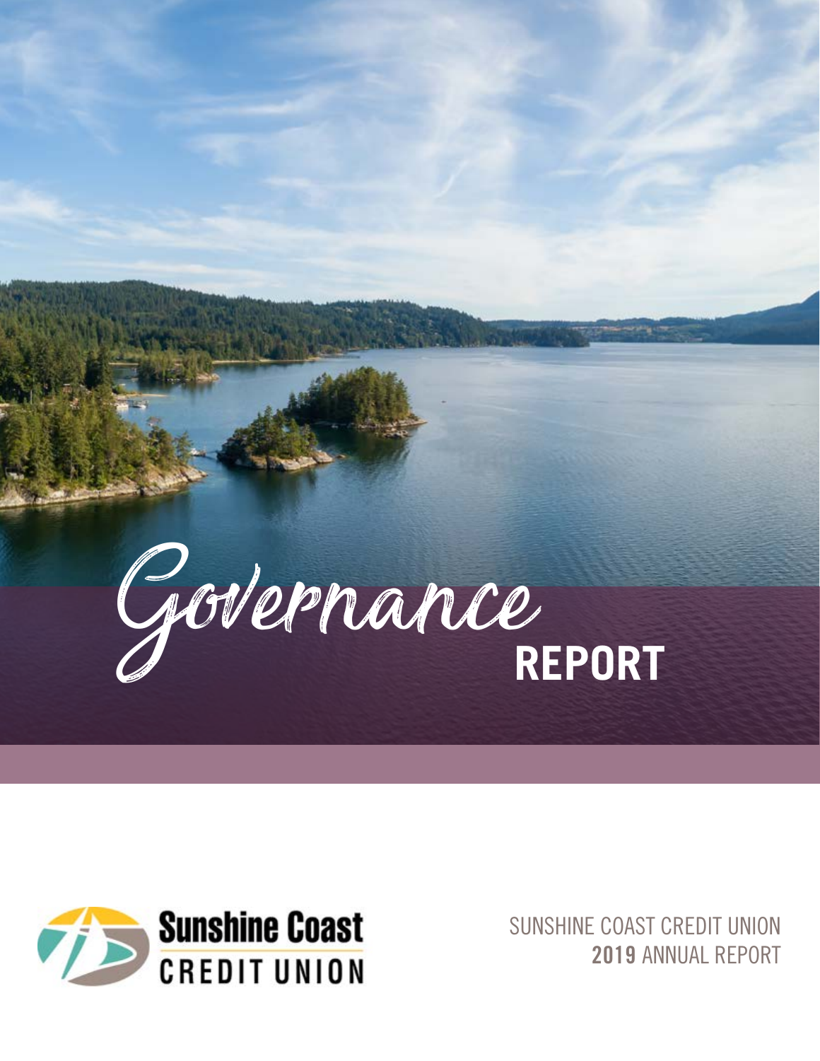# Governance REPORT

Sunshine Coast CREDIT UNION

SUNSHINE COAST CREDIT UNION
**2019** ANNUAL REPORT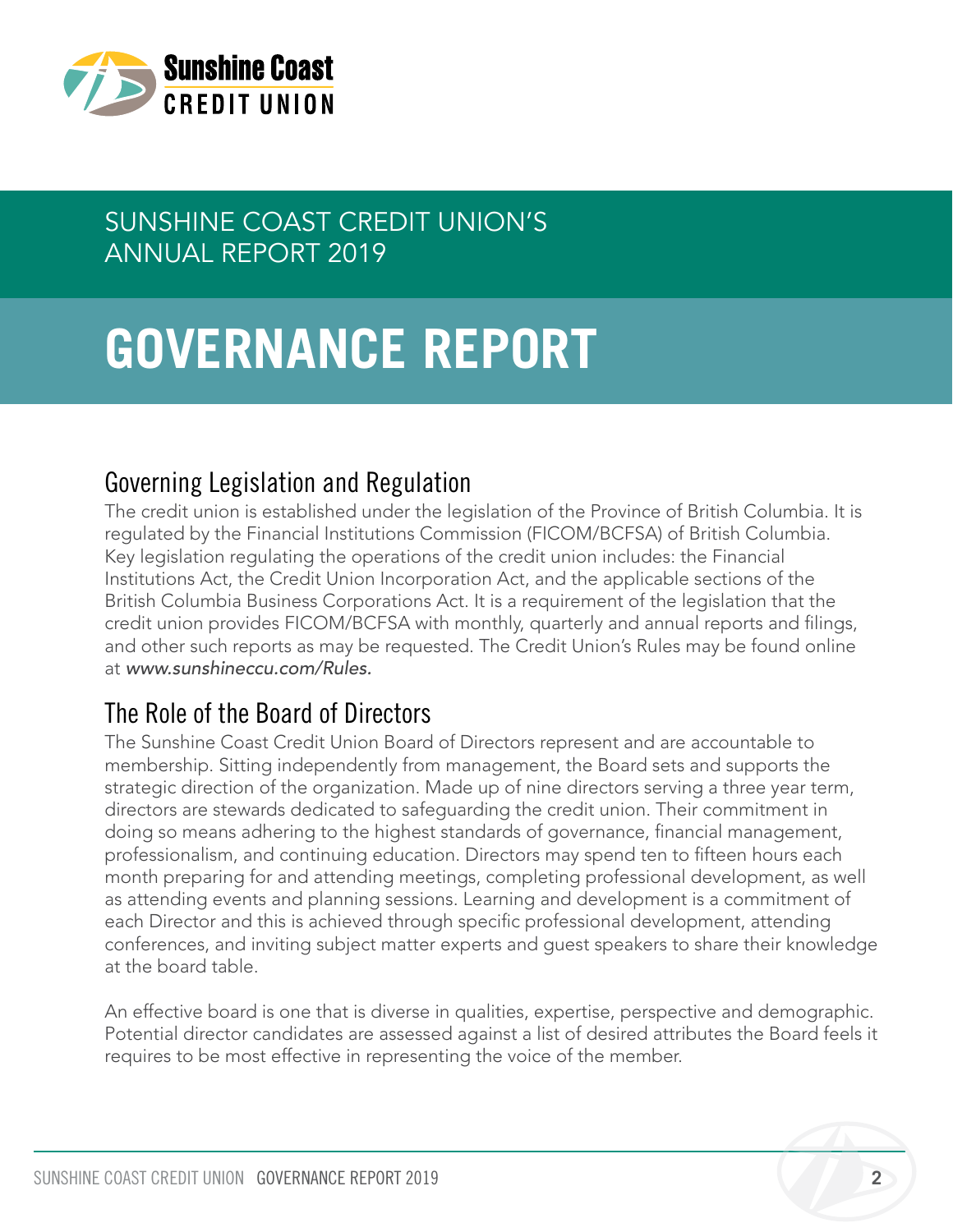SUNSHINE COAST CREDIT UNION'S
ANNUAL REPORT 2019

# GOVERNANCE REPORT

## Governing Legislation and Regulation

The credit union is established under the legislation of the Province of British Columbia. It is regulated by the Financial Institutions Commission (FICOM/BCFSA) of British Columbia. Key legislation regulating the operations of the credit union includes: the Financial Institutions Act, the Credit Union Incorporation Act, and the applicable sections of the British Columbia Business Corporations Act. It is a requirement of the legislation that the credit union provides FICOM/BCFSA with monthly, quarterly and annual reports and filings, and other such reports as may be requested. The Credit Union's Rules may be found online at *www.sunshineccu.com/Rules.*

## The Role of the Board of Directors

The Sunshine Coast Credit Union Board of Directors represent and are accountable to membership. Sitting independently from management, the Board sets and supports the strategic direction of the organization. Made up of nine directors serving a three year term, directors are stewards dedicated to safeguarding the credit union. Their commitment in doing so means adhering to the highest standards of governance, financial management, professionalism, and continuing education. Directors may spend ten to fifteen hours each month preparing for and attending meetings, completing professional development, as well as attending events and planning sessions. Learning and development is a commitment of each Director and this is achieved through specific professional development, attending conferences, and inviting subject matter experts and guest speakers to share their knowledge at the board table.

An effective board is one that is diverse in qualities, expertise, perspective and demographic. Potential director candidates are assessed against a list of desired attributes the Board feels it requires to be most effective in representing the voice of the member.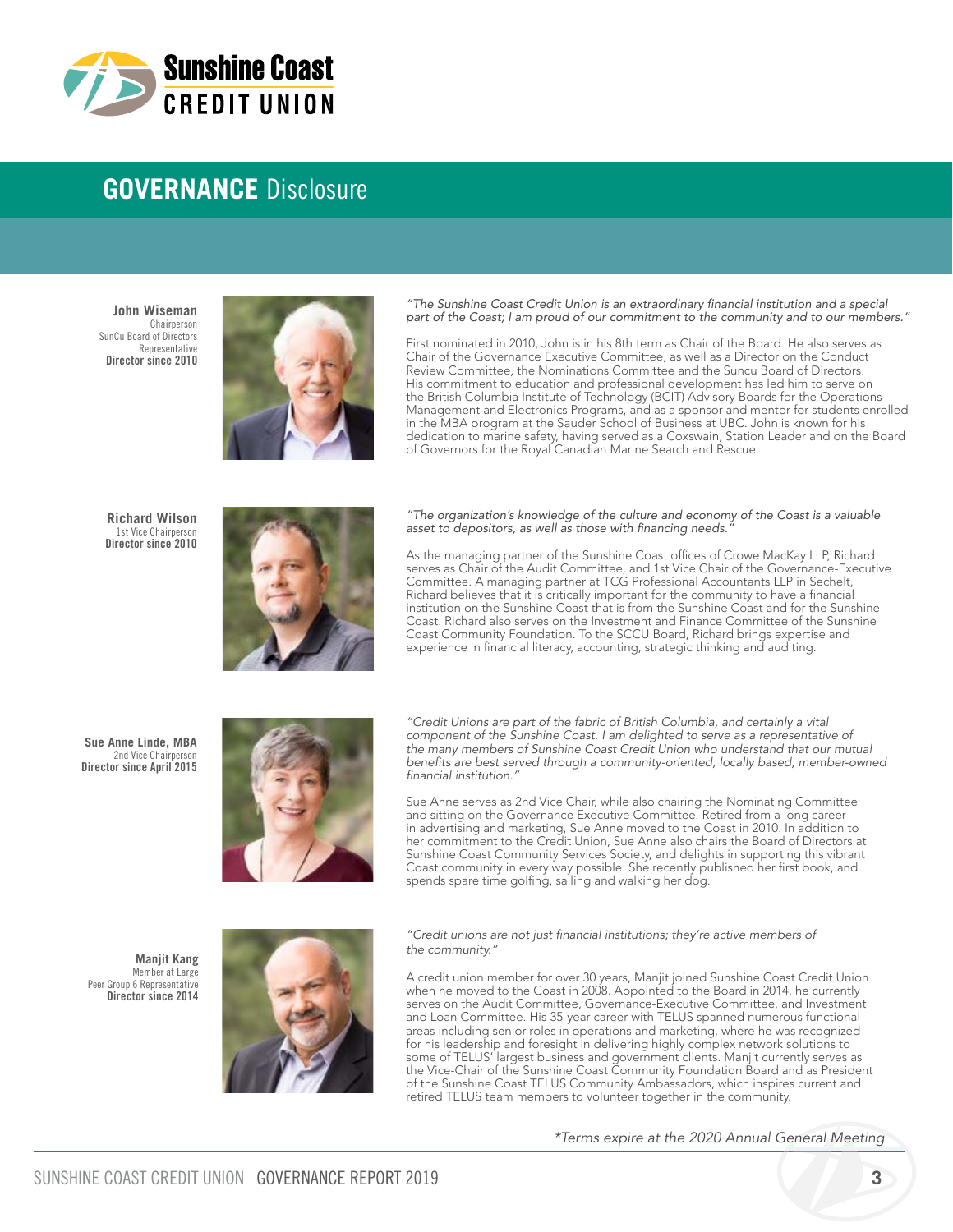# GOVERNANCE Disclosure

**John Wiseman**
Chairperson
SunCu Board of Directors Representative
**Director since 2010**

*"The Sunshine Coast Credit Union is an extraordinary financial institution and a special part of the Coast; I am proud of our commitment to the community and to our members."*

First nominated in 2010, John is in his 8th term as Chair of the Board. He also serves as Chair of the Governance Executive Committee, as well as a Director on the Conduct Review Committee, the Nominations Committee and the Suncu Board of Directors. His commitment to education and professional development has led him to serve on the British Columbia Institute of Technology (BCIT) Advisory Boards for the Operations Management and Electronics Programs, and as a sponsor and mentor for students enrolled in the MBA program at the Sauder School of Business at UBC. John is known for his dedication to marine safety, having served as a Coxswain, Station Leader and on the Board of Governors for the Royal Canadian Marine Search and Rescue.

**Richard Wilson**
1st Vice Chairperson
**Director since 2010**

*"The organization's knowledge of the culture and economy of the Coast is a valuable asset to depositors, as well as those with financing needs."*

As the managing partner of the Sunshine Coast offices of Crowe MacKay LLP, Richard serves as Chair of the Audit Committee, and 1st Vice Chair of the Governance-Executive Committee. A managing partner at TCG Professional Accountants LLP in Sechelt, Richard believes that it is critically important for the community to have a financial institution on the Sunshine Coast that is from the Sunshine Coast and for the Sunshine Coast. Richard also serves on the Investment and Finance Committee of the Sunshine Coast Community Foundation. To the SCCU Board, Richard brings expertise and experience in financial literacy, accounting, strategic thinking and auditing.

**Sue Anne Linde, MBA**
2nd Vice Chairperson
**Director since April 2015**

*"Credit Unions are part of the fabric of British Columbia, and certainly a vital component of the Sunshine Coast. I am delighted to serve as a representative of the many members of Sunshine Coast Credit Union who understand that our mutual benefits are best served through a community-oriented, locally based, member-owned financial institution."*

Sue Anne serves as 2nd Vice Chair, while also chairing the Nominating Committee and sitting on the Governance Executive Committee. Retired from a long career in advertising and marketing, Sue Anne moved to the Coast in 2010. In addition to her commitment to the Credit Union, Sue Anne also chairs the Board of Directors at Sunshine Coast Community Services Society, and delights in supporting this vibrant Coast community in every way possible. She recently published her first book, and spends spare time golfing, sailing and walking her dog.

**Manjit Kang**
Member at Large
Peer Group 6 Representative
**Director since 2014**

*"Credit unions are not just financial institutions; they're active members of the community."*

A credit union member for over 30 years, Manjit joined Sunshine Coast Credit Union when he moved to the Coast in 2008. Appointed to the Board in 2014, he currently serves on the Audit Committee, Governance-Executive Committee, and Investment and Loan Committee. His 35-year career with TELUS spanned numerous functional areas including senior roles in operations and marketing, where he was recognized for his leadership and foresight in delivering highly complex network solutions to some of TELUS' largest business and government clients. Manjit currently serves as the Vice-Chair of the Sunshine Coast Community Foundation Board and as President of the Sunshine Coast TELUS Community Ambassadors, which inspires current and retired TELUS team members to volunteer together in the community.

*\*Terms expire at the 2020 Annual General Meeting*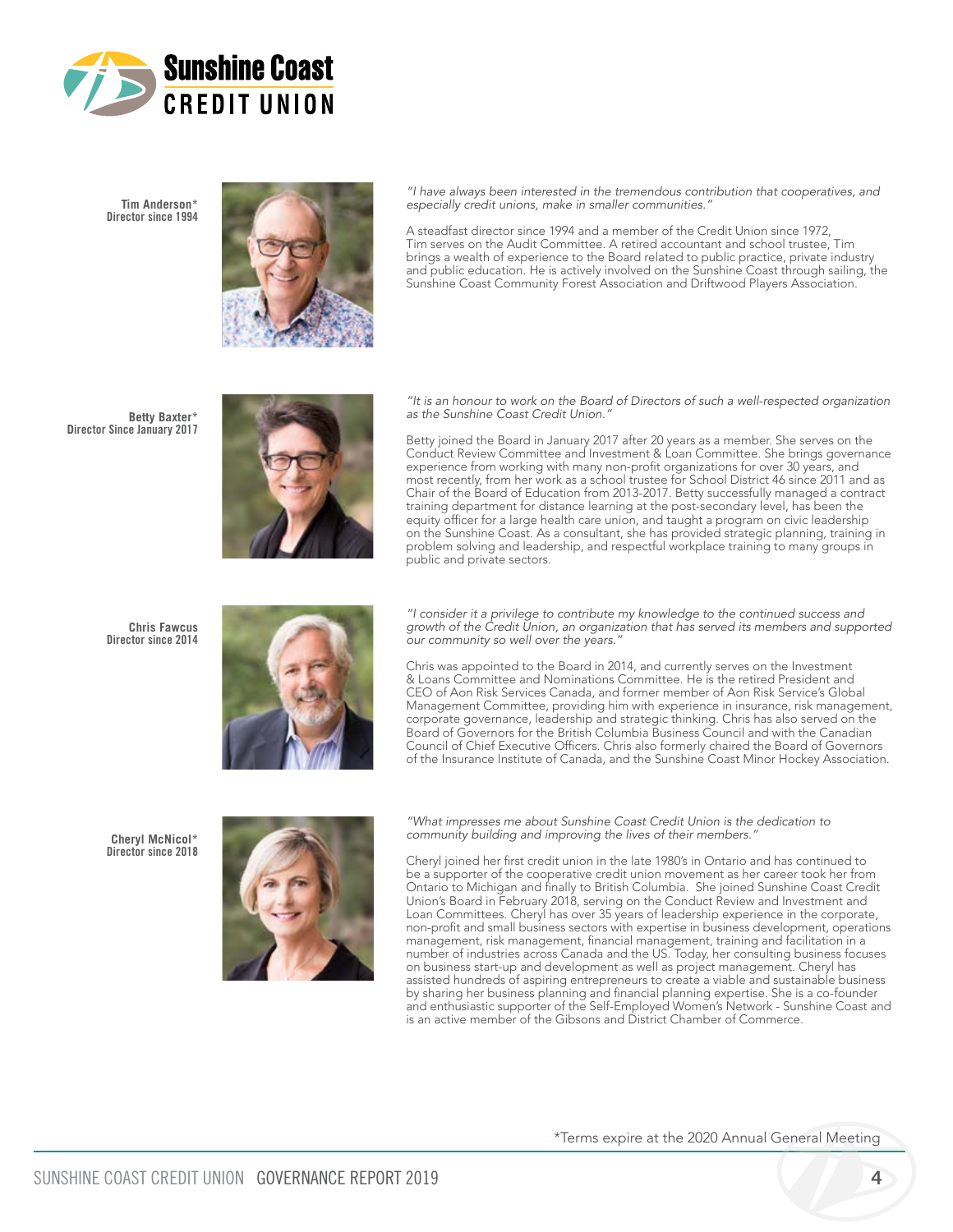**Tim Anderson***
**Director since 1994**

*"I have always been interested in the tremendous contribution that cooperatives, and especially credit unions, make in smaller communities."*

A steadfast director since 1994 and a member of the Credit Union since 1972, Tim serves on the Audit Committee. A retired accountant and school trustee, Tim brings a wealth of experience to the Board related to public practice, private industry and public education. He is actively involved on the Sunshine Coast through sailing, the Sunshine Coast Community Forest Association and Driftwood Players Association.

**Betty Baxter***
**Director Since January 2017**

*"It is an honour to work on the Board of Directors of such a well-respected organization as the Sunshine Coast Credit Union."*

Betty joined the Board in January 2017 after 20 years as a member. She serves on the Conduct Review Committee and Investment & Loan Committee. She brings governance experience from working with many non-profit organizations for over 30 years, and most recently, from her work as a school trustee for School District 46 since 2011 and as Chair of the Board of Education from 2013-2017. Betty successfully managed a contract training department for distance learning at the post-secondary level, has been the equity officer for a large health care union, and taught a program on civic leadership on the Sunshine Coast. As a consultant, she has provided strategic planning, training in problem solving and leadership, and respectful workplace training to many groups in public and private sectors.

**Chris Fawcus**
**Director since 2014**

*"I consider it a privilege to contribute my knowledge to the continued success and growth of the Credit Union, an organization that has served its members and supported our community so well over the years."*

Chris was appointed to the Board in 2014, and currently serves on the Investment & Loans Committee and Nominations Committee. He is the retired President and CEO of Aon Risk Services Canada, and former member of Aon Risk Service's Global Management Committee, providing him with experience in insurance, risk management, corporate governance, leadership and strategic thinking. Chris has also served on the Board of Governors for the British Columbia Business Council and with the Canadian Council of Chief Executive Officers. Chris also formerly chaired the Board of Governors of the Insurance Institute of Canada, and the Sunshine Coast Minor Hockey Association.

**Cheryl McNicol***
**Director since 2018**

*"What impresses me about Sunshine Coast Credit Union is the dedication to community building and improving the lives of their members."*

Cheryl joined her first credit union in the late 1980's in Ontario and has continued to be a supporter of the cooperative credit union movement as her career took her from Ontario to Michigan and finally to British Columbia. She joined Sunshine Coast Credit Union's Board in February 2018, serving on the Conduct Review and Investment and Loan Committees. Cheryl has over 35 years of leadership experience in the corporate, non-profit and small business sectors with expertise in business development, operations management, risk management, financial management, training and facilitation in a number of industries across Canada and the US. Today, her consulting business focuses on business start-up and development as well as project management. Cheryl has assisted hundreds of aspiring entrepreneurs to create a viable and sustainable business by sharing her business planning and financial planning expertise. She is a co-founder and enthusiastic supporter of the Self-Employed Women's Network - Sunshine Coast and is an active member of the Gibsons and District Chamber of Commerce.

*Terms expire at the 2020 Annual General Meeting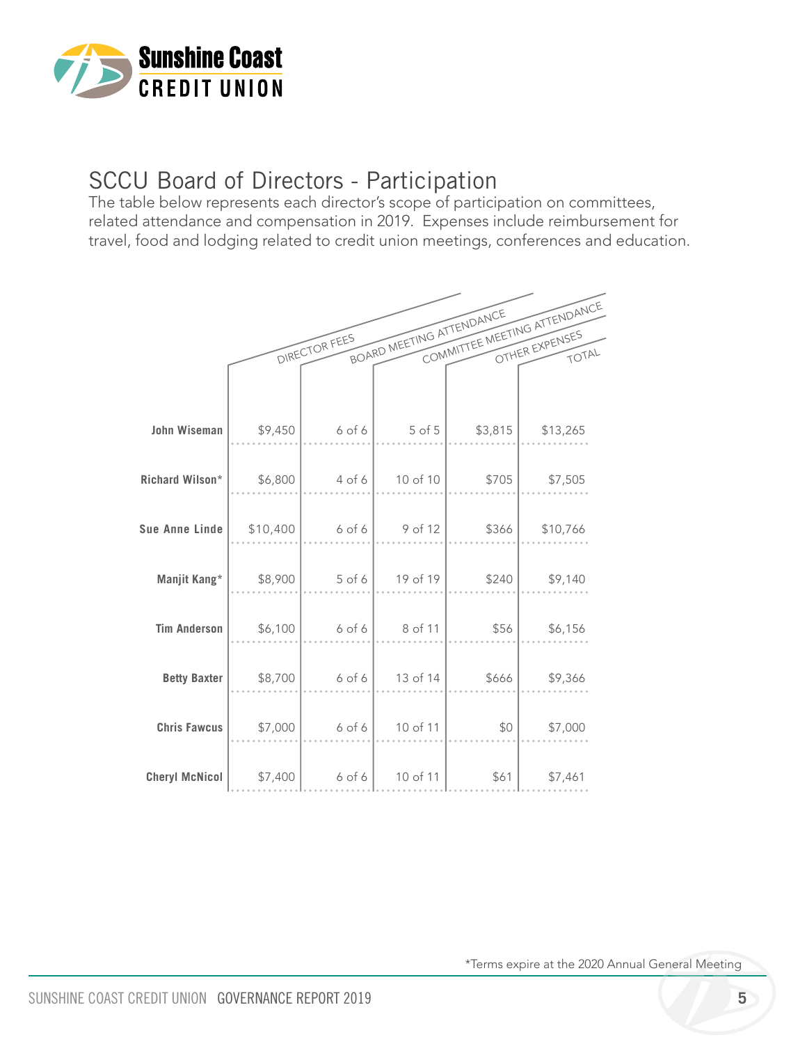# SCCU Board of Directors - Participation

The table below represents each director's scope of participation on committees, related attendance and compensation in 2019. Expenses include reimbursement for travel, food and lodging related to credit union meetings, conferences and education.

| | Director Fees | Board Meeting Attendance | Committee Meeting Attendance | Other Expenses | Total |
|---|---|---|---|---|---|
| **John Wiseman** | $9,450 | 6 of 6 | 5 of 5 | $3,815 | $13,265 |
| **Richard Wilson*** | $6,800 | 4 of 6 | 10 of 10 | $705 | $7,505 |
| **Sue Anne Linde** | $10,400 | 6 of 6 | 9 of 12 | $366 | $10,766 |
| **Manjit Kang*** | $8,900 | 5 of 6 | 19 of 19 | $240 | $9,140 |
| **Tim Anderson** | $6,100 | 6 of 6 | 8 of 11 | $56 | $6,156 |
| **Betty Baxter** | $8,700 | 6 of 6 | 13 of 14 | $666 | $9,366 |
| **Chris Fawcus** | $7,000 | 6 of 6 | 10 of 11 | $0 | $7,000 |
| **Cheryl McNicol** | $7,400 | 6 of 6 | 10 of 11 | $61 | $7,461 |

*Terms expire at the 2020 Annual General Meeting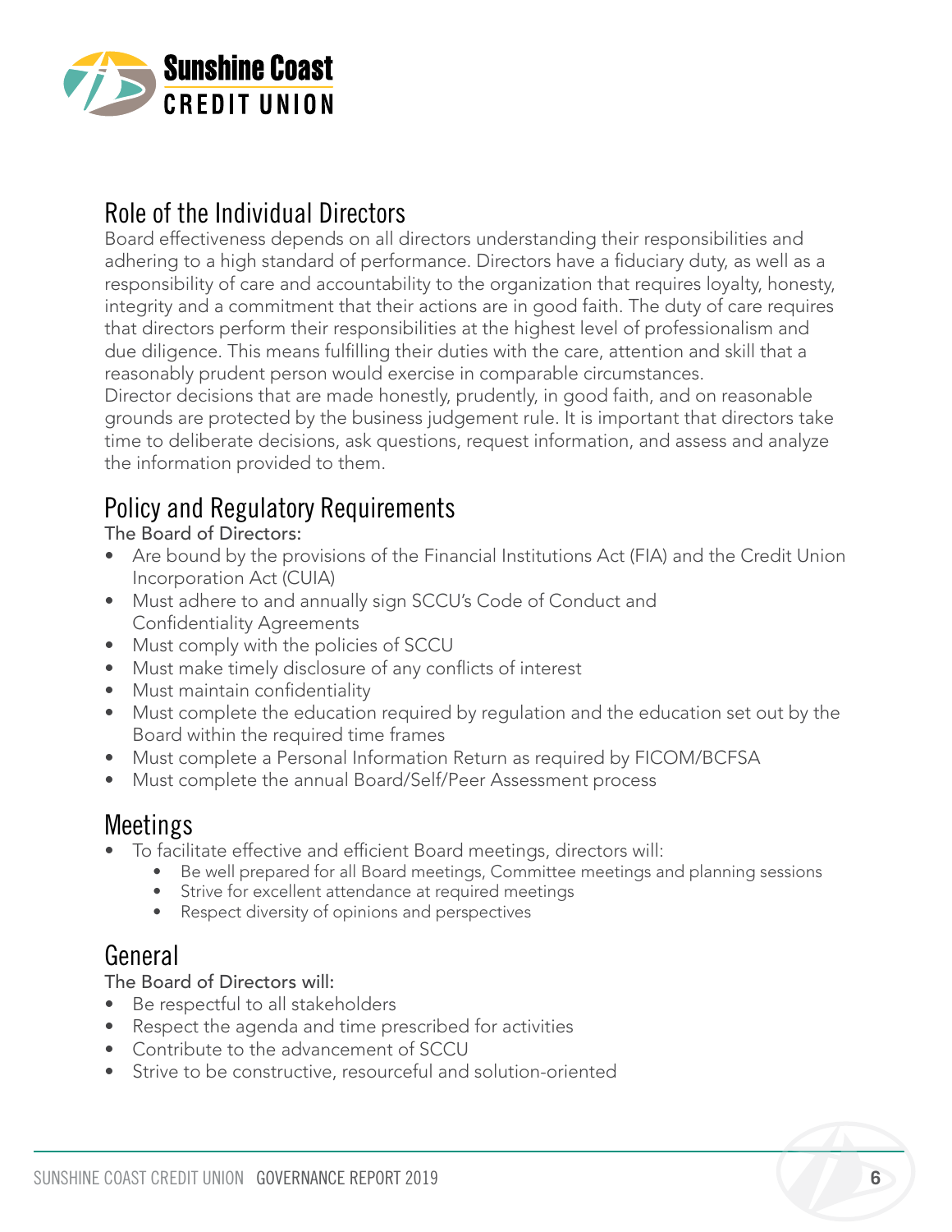## Role of the Individual Directors

Board effectiveness depends on all directors understanding their responsibilities and adhering to a high standard of performance. Directors have a fiduciary duty, as well as a responsibility of care and accountability to the organization that requires loyalty, honesty, integrity and a commitment that their actions are in good faith. The duty of care requires that directors perform their responsibilities at the highest level of professionalism and due diligence. This means fulfilling their duties with the care, attention and skill that a reasonably prudent person would exercise in comparable circumstances.

Director decisions that are made honestly, prudently, in good faith, and on reasonable grounds are protected by the business judgement rule. It is important that directors take time to deliberate decisions, ask questions, request information, and assess and analyze the information provided to them.

## Policy and Regulatory Requirements

The Board of Directors:

- Are bound by the provisions of the Financial Institutions Act (FIA) and the Credit Union Incorporation Act (CUIA)
- Must adhere to and annually sign SCCU's Code of Conduct and Confidentiality Agreements
- Must comply with the policies of SCCU
- Must make timely disclosure of any conflicts of interest
- Must maintain confidentiality
- Must complete the education required by regulation and the education set out by the Board within the required time frames
- Must complete a Personal Information Return as required by FICOM/BCFSA
- Must complete the annual Board/Self/Peer Assessment process

## Meetings

- To facilitate effective and efficient Board meetings, directors will:
  - Be well prepared for all Board meetings, Committee meetings and planning sessions
  - Strive for excellent attendance at required meetings
  - Respect diversity of opinions and perspectives

## General

The Board of Directors will:

- Be respectful to all stakeholders
- Respect the agenda and time prescribed for activities
- Contribute to the advancement of SCCU
- Strive to be constructive, resourceful and solution-oriented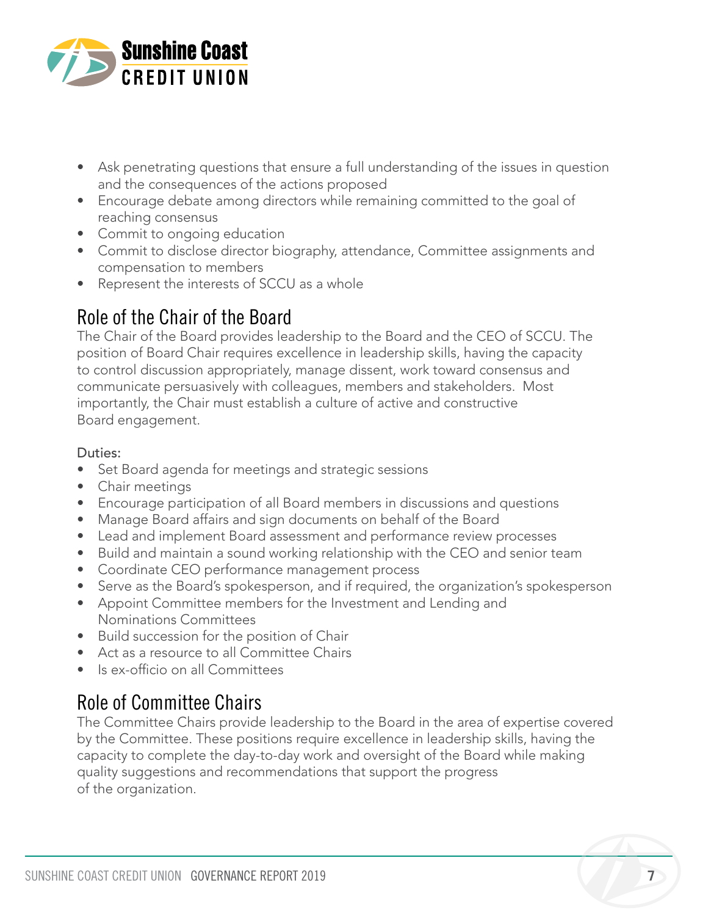- Ask penetrating questions that ensure a full understanding of the issues in question and the consequences of the actions proposed
- Encourage debate among directors while remaining committed to the goal of reaching consensus
- Commit to ongoing education
- Commit to disclose director biography, attendance, Committee assignments and compensation to members
- Represent the interests of SCCU as a whole

## Role of the Chair of the Board

The Chair of the Board provides leadership to the Board and the CEO of SCCU. The position of Board Chair requires excellence in leadership skills, having the capacity to control discussion appropriately, manage dissent, work toward consensus and communicate persuasively with colleagues, members and stakeholders. Most importantly, the Chair must establish a culture of active and constructive Board engagement.

Duties:

- Set Board agenda for meetings and strategic sessions
- Chair meetings
- Encourage participation of all Board members in discussions and questions
- Manage Board affairs and sign documents on behalf of the Board
- Lead and implement Board assessment and performance review processes
- Build and maintain a sound working relationship with the CEO and senior team
- Coordinate CEO performance management process
- Serve as the Board's spokesperson, and if required, the organization's spokesperson
- Appoint Committee members for the Investment and Lending and Nominations Committees
- Build succession for the position of Chair
- Act as a resource to all Committee Chairs
- Is ex-officio on all Committees

## Role of Committee Chairs

The Committee Chairs provide leadership to the Board in the area of expertise covered by the Committee. These positions require excellence in leadership skills, having the capacity to complete the day-to-day work and oversight of the Board while making quality suggestions and recommendations that support the progress of the organization.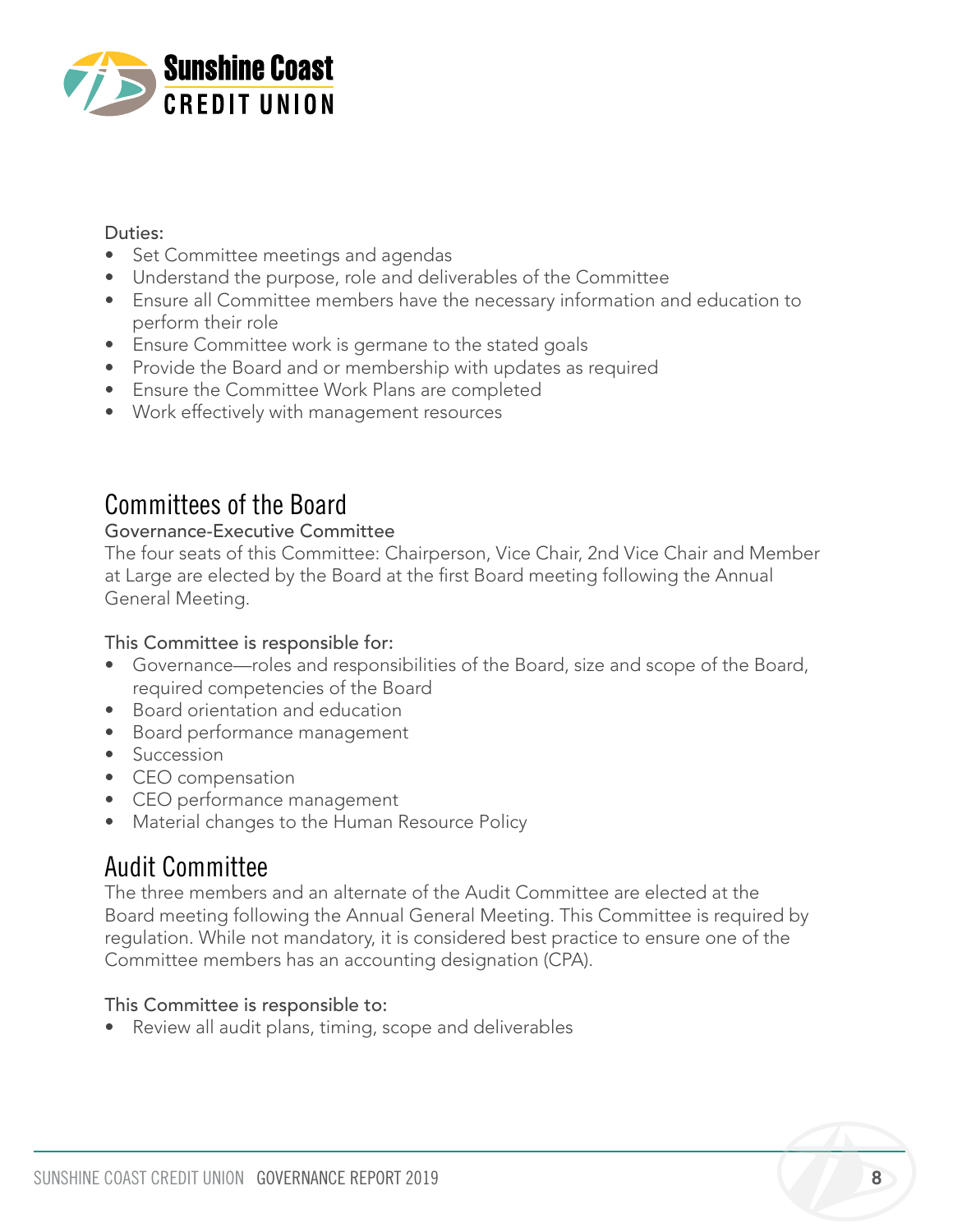Duties:

- Set Committee meetings and agendas
- Understand the purpose, role and deliverables of the Committee
- Ensure all Committee members have the necessary information and education to perform their role
- Ensure Committee work is germane to the stated goals
- Provide the Board and or membership with updates as required
- Ensure the Committee Work Plans are completed
- Work effectively with management resources

## Committees of the Board

### Governance-Executive Committee

The four seats of this Committee: Chairperson, Vice Chair, 2nd Vice Chair and Member at Large are elected by the Board at the first Board meeting following the Annual General Meeting.

This Committee is responsible for:

- Governance—roles and responsibilities of the Board, size and scope of the Board, required competencies of the Board
- Board orientation and education
- Board performance management
- Succession
- CEO compensation
- CEO performance management
- Material changes to the Human Resource Policy

## Audit Committee

The three members and an alternate of the Audit Committee are elected at the Board meeting following the Annual General Meeting. This Committee is required by regulation. While not mandatory, it is considered best practice to ensure one of the Committee members has an accounting designation (CPA).

This Committee is responsible to:

- Review all audit plans, timing, scope and deliverables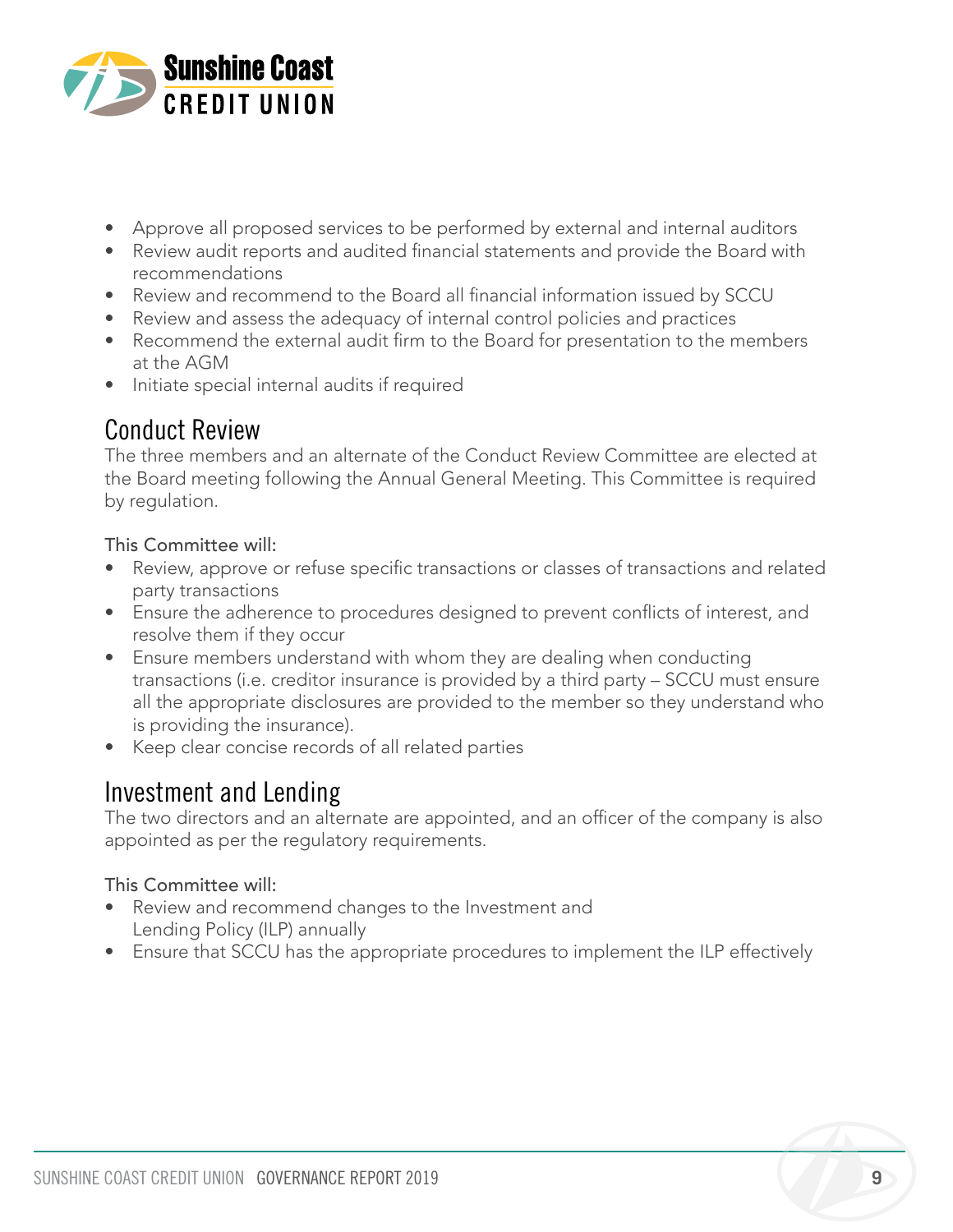- Approve all proposed services to be performed by external and internal auditors
- Review audit reports and audited financial statements and provide the Board with recommendations
- Review and recommend to the Board all financial information issued by SCCU
- Review and assess the adequacy of internal control policies and practices
- Recommend the external audit firm to the Board for presentation to the members at the AGM
- Initiate special internal audits if required

## Conduct Review

The three members and an alternate of the Conduct Review Committee are elected at the Board meeting following the Annual General Meeting. This Committee is required by regulation.

This Committee will:

- Review, approve or refuse specific transactions or classes of transactions and related party transactions
- Ensure the adherence to procedures designed to prevent conflicts of interest, and resolve them if they occur
- Ensure members understand with whom they are dealing when conducting transactions (i.e. creditor insurance is provided by a third party – SCCU must ensure all the appropriate disclosures are provided to the member so they understand who is providing the insurance).
- Keep clear concise records of all related parties

## Investment and Lending

The two directors and an alternate are appointed, and an officer of the company is also appointed as per the regulatory requirements.

This Committee will:

- Review and recommend changes to the Investment and Lending Policy (ILP) annually
- Ensure that SCCU has the appropriate procedures to implement the ILP effectively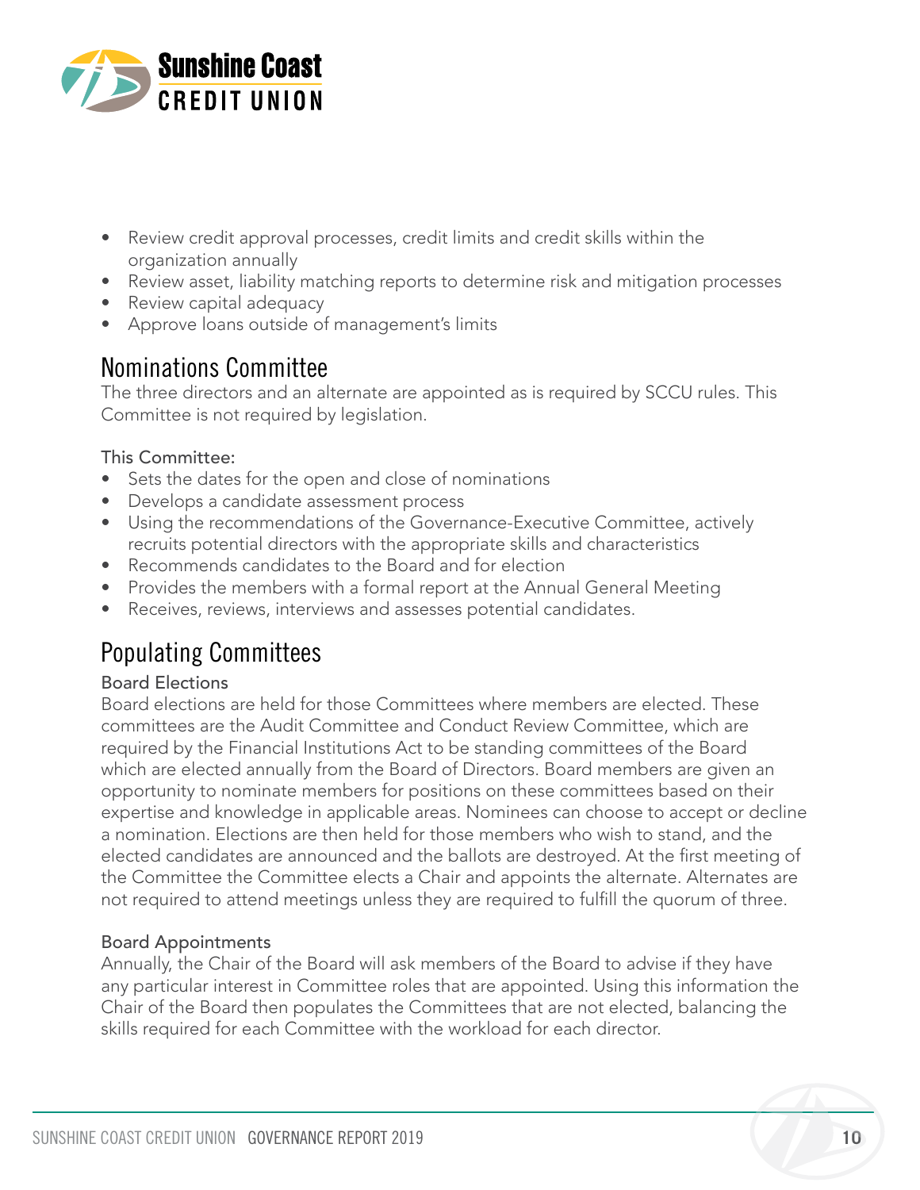- Review credit approval processes, credit limits and credit skills within the organization annually
- Review asset, liability matching reports to determine risk and mitigation processes
- Review capital adequacy
- Approve loans outside of management's limits

## Nominations Committee

The three directors and an alternate are appointed as is required by SCCU rules. This Committee is not required by legislation.

This Committee:

- Sets the dates for the open and close of nominations
- Develops a candidate assessment process
- Using the recommendations of the Governance-Executive Committee, actively recruits potential directors with the appropriate skills and characteristics
- Recommends candidates to the Board and for election
- Provides the members with a formal report at the Annual General Meeting
- Receives, reviews, interviews and assesses potential candidates.

## Populating Committees

### Board Elections

Board elections are held for those Committees where members are elected. These committees are the Audit Committee and Conduct Review Committee, which are required by the Financial Institutions Act to be standing committees of the Board which are elected annually from the Board of Directors. Board members are given an opportunity to nominate members for positions on these committees based on their expertise and knowledge in applicable areas. Nominees can choose to accept or decline a nomination. Elections are then held for those members who wish to stand, and the elected candidates are announced and the ballots are destroyed. At the first meeting of the Committee the Committee elects a Chair and appoints the alternate. Alternates are not required to attend meetings unless they are required to fulfill the quorum of three.

### Board Appointments

Annually, the Chair of the Board will ask members of the Board to advise if they have any particular interest in Committee roles that are appointed. Using this information the Chair of the Board then populates the Committees that are not elected, balancing the skills required for each Committee with the workload for each director.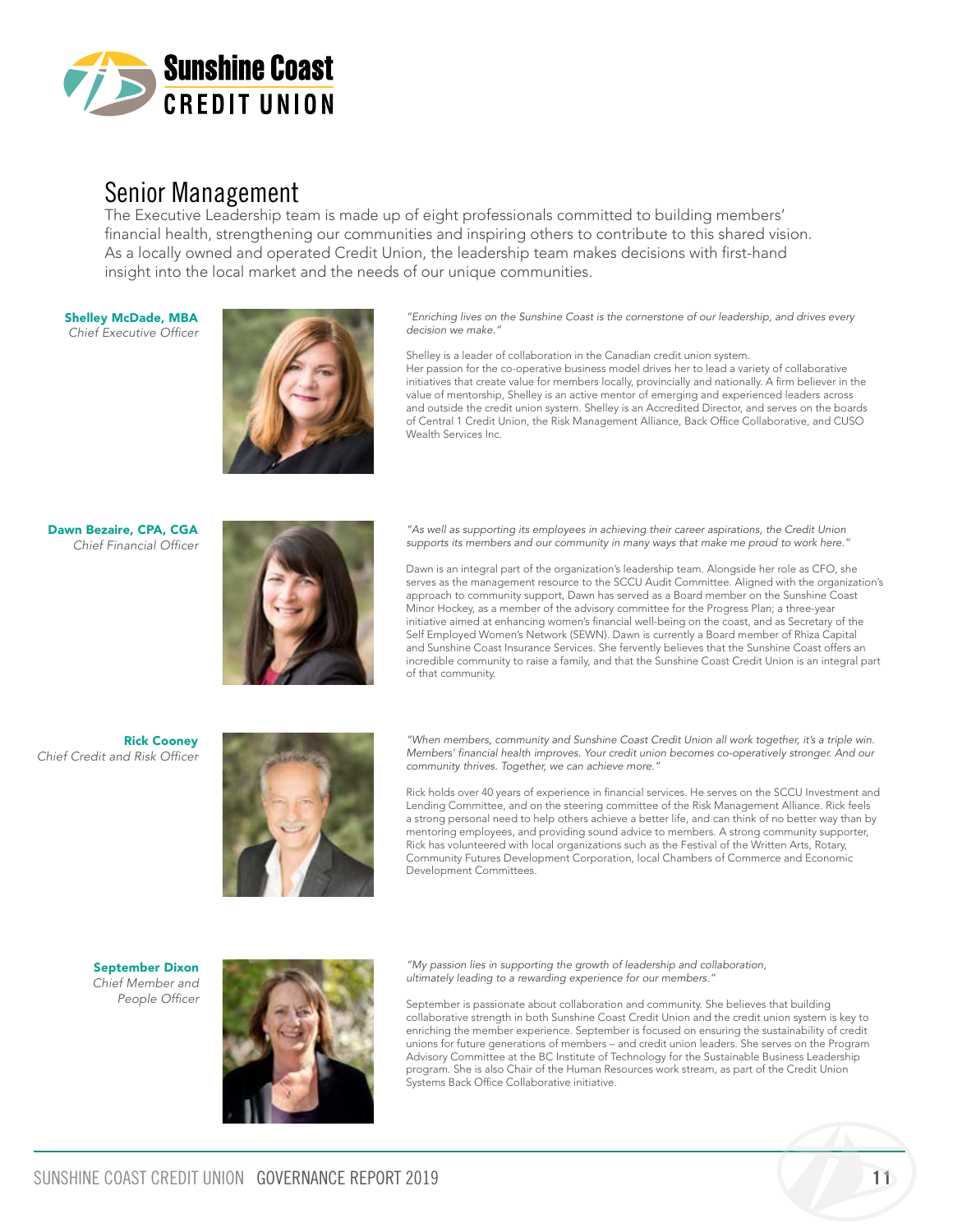# Senior Management

The Executive Leadership team is made up of eight professionals committed to building members' financial health, strengthening our communities and inspiring others to contribute to this shared vision. As a locally owned and operated Credit Union, the leadership team makes decisions with first-hand insight into the local market and the needs of our unique communities.

**Shelley McDade, MBA**
*Chief Executive Officer*

*"Enriching lives on the Sunshine Coast is the cornerstone of our leadership, and drives every decision we make."*

Shelley is a leader of collaboration in the Canadian credit union system. Her passion for the co-operative business model drives her to lead a variety of collaborative initiatives that create value for members locally, provincially and nationally. A firm believer in the value of mentorship, Shelley is an active mentor of emerging and experienced leaders across and outside the credit union system. Shelley is an Accredited Director, and serves on the boards of Central 1 Credit Union, the Risk Management Alliance, Back Office Collaborative, and CUSO Wealth Services Inc.

**Dawn Bezaire, CPA, CGA**
*Chief Financial Officer*

*"As well as supporting its employees in achieving their career aspirations, the Credit Union supports its members and our community in many ways that make me proud to work here."*

Dawn is an integral part of the organization's leadership team. Alongside her role as CFO, she serves as the management resource to the SCCU Audit Committee. Aligned with the organization's approach to community support, Dawn has served as a Board member on the Sunshine Coast Minor Hockey, as a member of the advisory committee for the Progress Plan; a three-year initiative aimed at enhancing women's financial well-being on the coast, and as Secretary of the Self Employed Women's Network (SEWN). Dawn is currently a Board member of Rhiza Capital and Sunshine Coast Insurance Services. She fervently believes that the Sunshine Coast offers an incredible community to raise a family, and that the Sunshine Coast Credit Union is an integral part of that community.

**Rick Cooney**
*Chief Credit and Risk Officer*

*"When members, community and Sunshine Coast Credit Union all work together, it's a triple win. Members' financial health improves. Your credit union becomes co-operatively stronger. And our community thrives. Together, we can achieve more."*

Rick holds over 40 years of experience in financial services. He serves on the SCCU Investment and Lending Committee, and on the steering committee of the Risk Management Alliance. Rick feels a strong personal need to help others achieve a better life, and can think of no better way than by mentoring employees, and providing sound advice to members. A strong community supporter, Rick has volunteered with local organizations such as the Festival of the Written Arts, Rotary, Community Futures Development Corporation, local Chambers of Commerce and Economic Development Committees.

**September Dixon**
*Chief Member and People Officer*

*"My passion lies in supporting the growth of leadership and collaboration, ultimately leading to a rewarding experience for our members."*

September is passionate about collaboration and community. She believes that building collaborative strength in both Sunshine Coast Credit Union and the credit union system is key to enriching the member experience. September is focused on ensuring the sustainability of credit unions for future generations of members – and credit union leaders. She serves on the Program Advisory Committee at the BC Institute of Technology for the Sustainable Business Leadership program. She is also Chair of the Human Resources work stream, as part of the Credit Union Systems Back Office Collaborative initiative.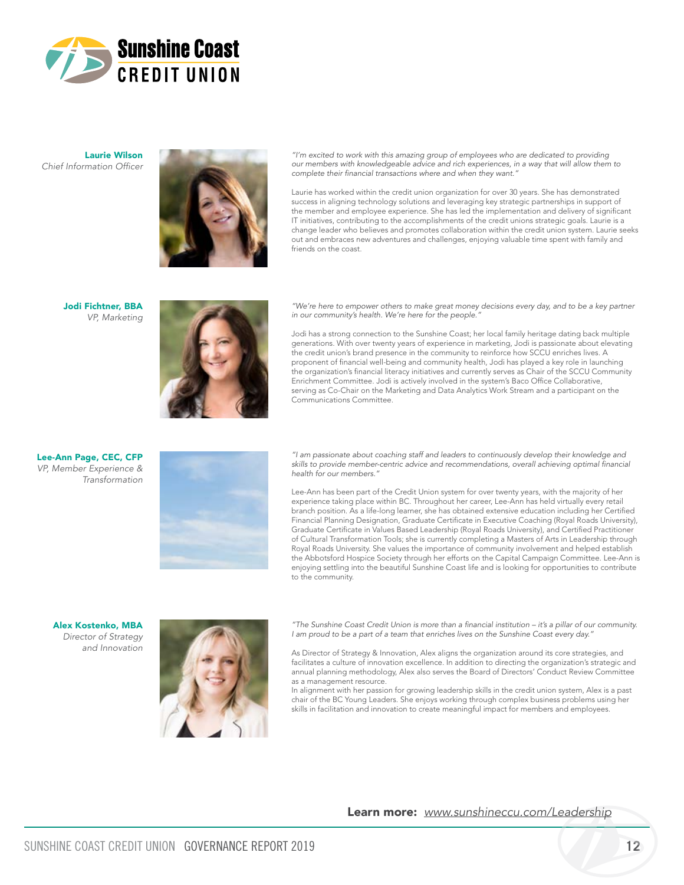**Laurie Wilson**
*Chief Information Officer*

*"I'm excited to work with this amazing group of employees who are dedicated to providing our members with knowledgeable advice and rich experiences, in a way that will allow them to complete their financial transactions where and when they want."*

Laurie has worked within the credit union organization for over 30 years. She has demonstrated success in aligning technology solutions and leveraging key strategic partnerships in support of the member and employee experience. She has led the implementation and delivery of significant IT initiatives, contributing to the accomplishments of the credit unions strategic goals. Laurie is a change leader who believes and promotes collaboration within the credit union system. Laurie seeks out and embraces new adventures and challenges, enjoying valuable time spent with family and friends on the coast.

**Jodi Fichtner, BBA**
*VP, Marketing*

*"We're here to empower others to make great money decisions every day, and to be a key partner in our community's health. We're here for the people."*

Jodi has a strong connection to the Sunshine Coast; her local family heritage dating back multiple generations. With over twenty years of experience in marketing, Jodi is passionate about elevating the credit union's brand presence in the community to reinforce how SCCU enriches lives. A proponent of financial well-being and community health, Jodi has played a key role in launching the organization's financial literacy initiatives and currently serves as Chair of the SCCU Community Enrichment Committee. Jodi is actively involved in the system's Baco Office Collaborative, serving as Co-Chair on the Marketing and Data Analytics Work Stream and a participant on the Communications Committee.

**Lee-Ann Page, CEC, CFP**
*VP, Member Experience & Transformation*

*"I am passionate about coaching staff and leaders to continuously develop their knowledge and skills to provide member-centric advice and recommendations, overall achieving optimal financial health for our members."*

Lee-Ann has been part of the Credit Union system for over twenty years, with the majority of her experience taking place within BC. Throughout her career, Lee-Ann has held virtually every retail branch position. As a life-long learner, she has obtained extensive education including her Certified Financial Planning Designation, Graduate Certificate in Executive Coaching (Royal Roads University), Graduate Certificate in Values Based Leadership (Royal Roads University), and Certified Practitioner of Cultural Transformation Tools; she is currently completing a Masters of Arts in Leadership through Royal Roads University. She values the importance of community involvement and helped establish the Abbotsford Hospice Society through her efforts on the Capital Campaign Committee. Lee-Ann is enjoying settling into the beautiful Sunshine Coast life and is looking for opportunities to contribute to the community.

**Alex Kostenko, MBA**
*Director of Strategy and Innovation*

*"The Sunshine Coast Credit Union is more than a financial institution – it's a pillar of our community. I am proud to be a part of a team that enriches lives on the Sunshine Coast every day."*

As Director of Strategy & Innovation, Alex aligns the organization around its core strategies, and facilitates a culture of innovation excellence. In addition to directing the organization's strategic and annual planning methodology, Alex also serves the Board of Directors' Conduct Review Committee as a management resource.

In alignment with her passion for growing leadership skills in the credit union system, Alex is a past chair of the BC Young Leaders. She enjoys working through complex business problems using her skills in facilitation and innovation to create meaningful impact for members and employees.

**Learn more:** [www.sunshineccu.com/Leadership](www.sunshineccu.com/Leadership)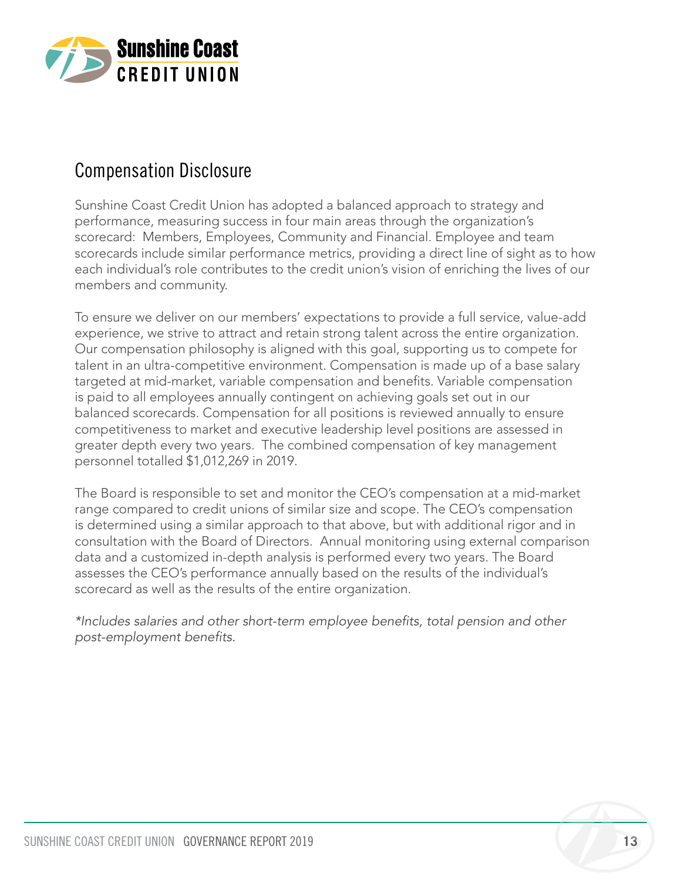## Compensation Disclosure

Sunshine Coast Credit Union has adopted a balanced approach to strategy and performance, measuring success in four main areas through the organization's scorecard: Members, Employees, Community and Financial. Employee and team scorecards include similar performance metrics, providing a direct line of sight as to how each individual's role contributes to the credit union's vision of enriching the lives of our members and community.

To ensure we deliver on our members' expectations to provide a full service, value-add experience, we strive to attract and retain strong talent across the entire organization. Our compensation philosophy is aligned with this goal, supporting us to compete for talent in an ultra-competitive environment. Compensation is made up of a base salary targeted at mid-market, variable compensation and benefits. Variable compensation is paid to all employees annually contingent on achieving goals set out in our balanced scorecards. Compensation for all positions is reviewed annually to ensure competitiveness to market and executive leadership level positions are assessed in greater depth every two years. The combined compensation of key management personnel totalled $1,012,269 in 2019.

The Board is responsible to set and monitor the CEO's compensation at a mid-market range compared to credit unions of similar size and scope. The CEO's compensation is determined using a similar approach to that above, but with additional rigor and in consultation with the Board of Directors. Annual monitoring using external comparison data and a customized in-depth analysis is performed every two years. The Board assesses the CEO's performance annually based on the results of the individual's scorecard as well as the results of the entire organization.

*\*Includes salaries and other short-term employee benefits, total pension and other post-employment benefits.*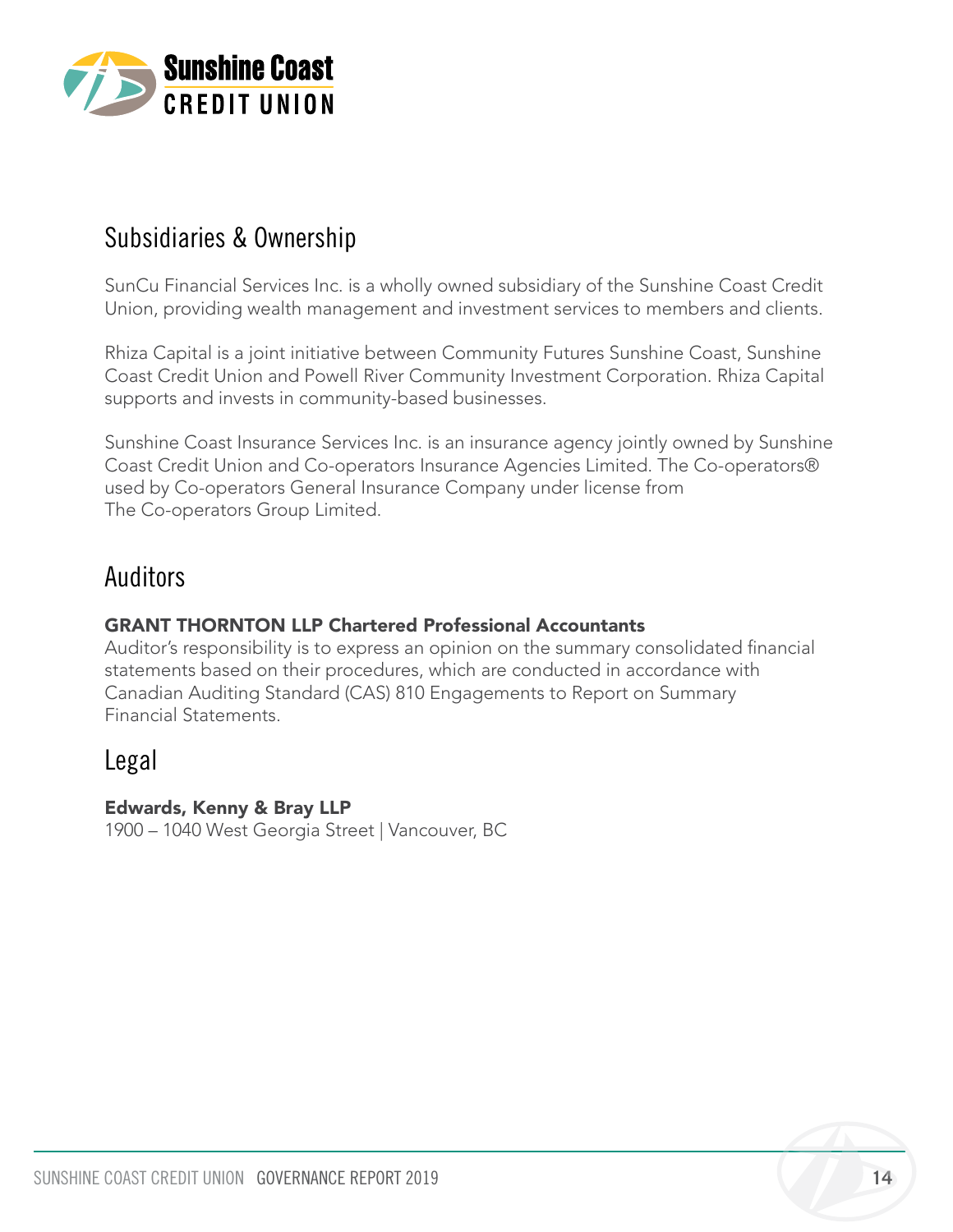## Subsidiaries & Ownership

SunCu Financial Services Inc. is a wholly owned subsidiary of the Sunshine Coast Credit Union, providing wealth management and investment services to members and clients.

Rhiza Capital is a joint initiative between Community Futures Sunshine Coast, Sunshine Coast Credit Union and Powell River Community Investment Corporation. Rhiza Capital supports and invests in community-based businesses.

Sunshine Coast Insurance Services Inc. is an insurance agency jointly owned by Sunshine Coast Credit Union and Co-operators Insurance Agencies Limited. The Co-operators® used by Co-operators General Insurance Company under license from The Co-operators Group Limited.

## Auditors

**GRANT THORNTON LLP Chartered Professional Accountants**
Auditor's responsibility is to express an opinion on the summary consolidated financial statements based on their procedures, which are conducted in accordance with Canadian Auditing Standard (CAS) 810 Engagements to Report on Summary Financial Statements.

## Legal

**Edwards, Kenny & Bray LLP**
1900 – 1040 West Georgia Street | Vancouver, BC